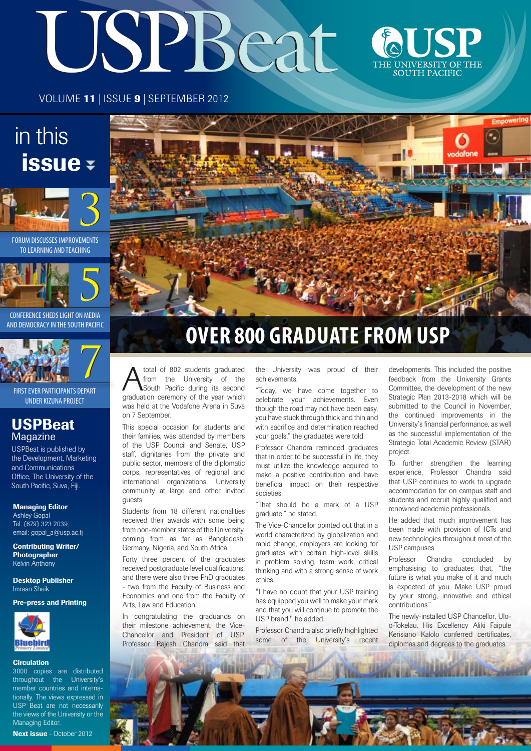# USPBeat

THE UNIVERSITY OF THE SOUTH PACIFIC

VOLUME **11** | ISSUE **9** | SEPTEMBER 2012

## in this issue

3 — FORUM DISCUSSES IMPROVEMENTS TO LEARNING AND TEACHING

5 — CONFERENCE SHEDS LIGHT ON MEDIA AND DEMOCRACY IN THE SOUTH PACIFIC

7 — FIRST EVER PARTICIPANTS DEPART UNDER KIZUNA PROJECT

## USPBeat Magazine

USPBeat is published by the Development, Marketing and Communications Office, The University of the South Pacific, Suva, Fiji.

**Managing Editor**
Ashley Gopal
Tel: (679) 323 2039;
email: gopal_a@usp.ac.fj

**Contributing Writer/ Photographer**
Kelvin Anthony

**Desktop Publisher**
Imraan Sheik

**Pre-press and Printing**
Bluebird Printery Limited

**Circulation**
3000 copies are distributed throughout the University's member countries and internationally. The views expressed in USP Beat are not necessarily the views of the University or the Managing Editor.

**Next issue** - October 2012

# OVER 800 GRADUATE FROM USP

A total of 802 students graduated from the University of the South Pacific during its second graduation ceremony of the year which was held at the Vodafone Arena in Suva on 7 September.

This special occasion for students and their families, was attended by members of the USP Council and Senate, USP staff, dignitaries from the private and public sector, members of the diplomatic corps, representatives of regional and international organizations, University community at large and other invited guests.

Students from 18 different nationalities received their awards with some being from non-member states of the University, coming from as far as Bangladesh, Germany, Nigeria, and South Africa.

Forty three percent of the graduates received postgraduate level qualifications, and there were also three PhD graduates - two from the Faculty of Business and Economics and one from the Faculty of Arts, Law and Education.

In congratulating the graduands on their milestone achievement, the Vice-Chancellor and President of USP, Professor Rajesh Chandra said that the University was proud of their achievements.

"Today, we have come together to celebrate your achievements. Even though the road may not have been easy, you have stuck through thick and thin and with sacrifice and determination reached your goals," the graduates were told.

Professor Chandra reminded graduates that in order to be successful in life, they must utilize the knowledge acquired to make a positive contribution and have beneficial impact on their respective societies.

"That should be a mark of a USP graduate," he stated.

The Vice-Chancellor pointed out that in a world characterized by globalization and rapid change, employers are looking for graduates with certain high-level skills in problem solving, team work, critical thinking and with a strong sense of work ethics.

"I have no doubt that your USP training has equipped you well to make your mark and that you will continue to promote the USP brand," he added.

Professor Chandra also briefly highlighted some of the University's recent developments. This included the positive feedback from the University Grants Committee, the development of the new Strategic Plan 2013-2018 which will be submitted to the Council in November, the continued improvements in the University's financial performance, as well as the successful implementation of the Strategic Total Academic Review (STAR) project.

To further strengthen the learning experience, Professor Chandra said that USP continues to work to upgrade accommodation for on campus staff and students and recruit highly qualified and renowned academic professionals.

He added that much improvement has been made with provision of ICTs and new technologies throughout most of the USP campuses.

Professor Chandra concluded by emphasising to graduates that, "the future is what you make of it and much is expected of you. Make USP proud by your strong, innovative and ethical contributions."

The newly-installed USP Chancellor, Ulu-o-Tokelau, His Excellency Aliki Faipule Kerisiano Kalolo conferred certificates, diplomas and degrees to the graduates.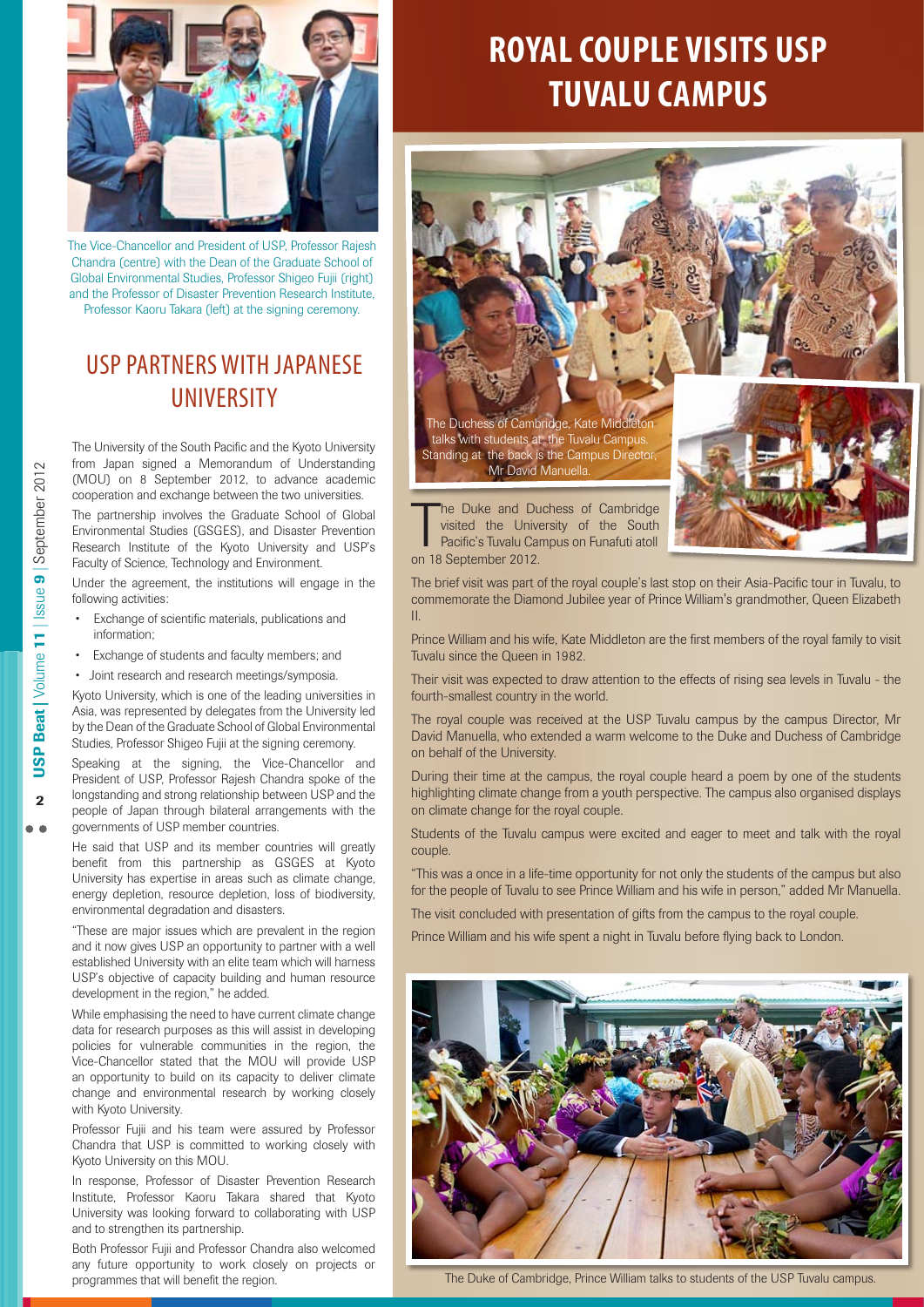The Vice-Chancellor and President of USP, Professor Rajesh Chandra (centre) with the Dean of the Graduate School of Global Environmental Studies, Professor Shigeo Fujii (right) and the Professor of Disaster Prevention Research Institute, Professor Kaoru Takara (left) at the signing ceremony.

## USP PARTNERS WITH JAPANESE UNIVERSITY

The University of the South Pacific and the Kyoto University from Japan signed a Memorandum of Understanding (MOU) on 8 September 2012, to advance academic cooperation and exchange between the two universities.

The partnership involves the Graduate School of Global Environmental Studies (GSGES), and Disaster Prevention Research Institute of the Kyoto University and USP's Faculty of Science, Technology and Environment.

Under the agreement, the institutions will engage in the following activities:

- Exchange of scientific materials, publications and information;
- Exchange of students and faculty members; and
- Joint research and research meetings/symposia.

Kyoto University, which is one of the leading universities in Asia, was represented by delegates from the University led by the Dean of the Graduate School of Global Environmental Studies, Professor Shigeo Fujii at the signing ceremony.

Speaking at the signing, the Vice-Chancellor and President of USP, Professor Rajesh Chandra spoke of the longstanding and strong relationship between USP and the people of Japan through bilateral arrangements with the governments of USP member countries.

He said that USP and its member countries will greatly benefit from this partnership as GSGES at Kyoto University has expertise in areas such as climate change, energy depletion, resource depletion, loss of biodiversity, environmental degradation and disasters.

"These are major issues which are prevalent in the region and it now gives USP an opportunity to partner with a well established University with an elite team which will harness USP's objective of capacity building and human resource development in the region," he added.

While emphasising the need to have current climate change data for research purposes as this will assist in developing policies for vulnerable communities in the region, the Vice-Chancellor stated that the MOU will provide USP an opportunity to build on its capacity to deliver climate change and environmental research by working closely with Kyoto University.

Professor Fujii and his team were assured by Professor Chandra that USP is committed to working closely with Kyoto University on this MOU.

In response, Professor of Disaster Prevention Research Institute, Professor Kaoru Takara shared that Kyoto University was looking forward to collaborating with USP and to strengthen its partnership.

Both Professor Fujii and Professor Chandra also welcomed any future opportunity to work closely on projects or programmes that will benefit the region.

# ROYAL COUPLE VISITS USP TUVALU CAMPUS

The Duchess of Cambridge, Kate Middleton talks with students at the Tuvalu Campus. Standing at the back is the Campus Director, Mr David Manuella.

The Duke and Duchess of Cambridge visited the University of the South Pacific's Tuvalu Campus on Funafuti atoll on 18 September 2012.

The brief visit was part of the royal couple's last stop on their Asia-Pacific tour in Tuvalu, to commemorate the Diamond Jubilee year of Prince William's grandmother, Queen Elizabeth II.

Prince William and his wife, Kate Middleton are the first members of the royal family to visit Tuvalu since the Queen in 1982.

Their visit was expected to draw attention to the effects of rising sea levels in Tuvalu - the fourth-smallest country in the world.

The royal couple was received at the USP Tuvalu campus by the campus Director, Mr David Manuella, who extended a warm welcome to the Duke and Duchess of Cambridge on behalf of the University.

During their time at the campus, the royal couple heard a poem by one of the students highlighting climate change from a youth perspective. The campus also organised displays on climate change for the royal couple.

Students of the Tuvalu campus were excited and eager to meet and talk with the royal couple.

"This was a once in a life-time opportunity for not only the students of the campus but also for the people of Tuvalu to see Prince William and his wife in person," added Mr Manuella.

The visit concluded with presentation of gifts from the campus to the royal couple.

Prince William and his wife spent a night in Tuvalu before flying back to London.

The Duke of Cambridge, Prince William talks to students of the USP Tuvalu campus.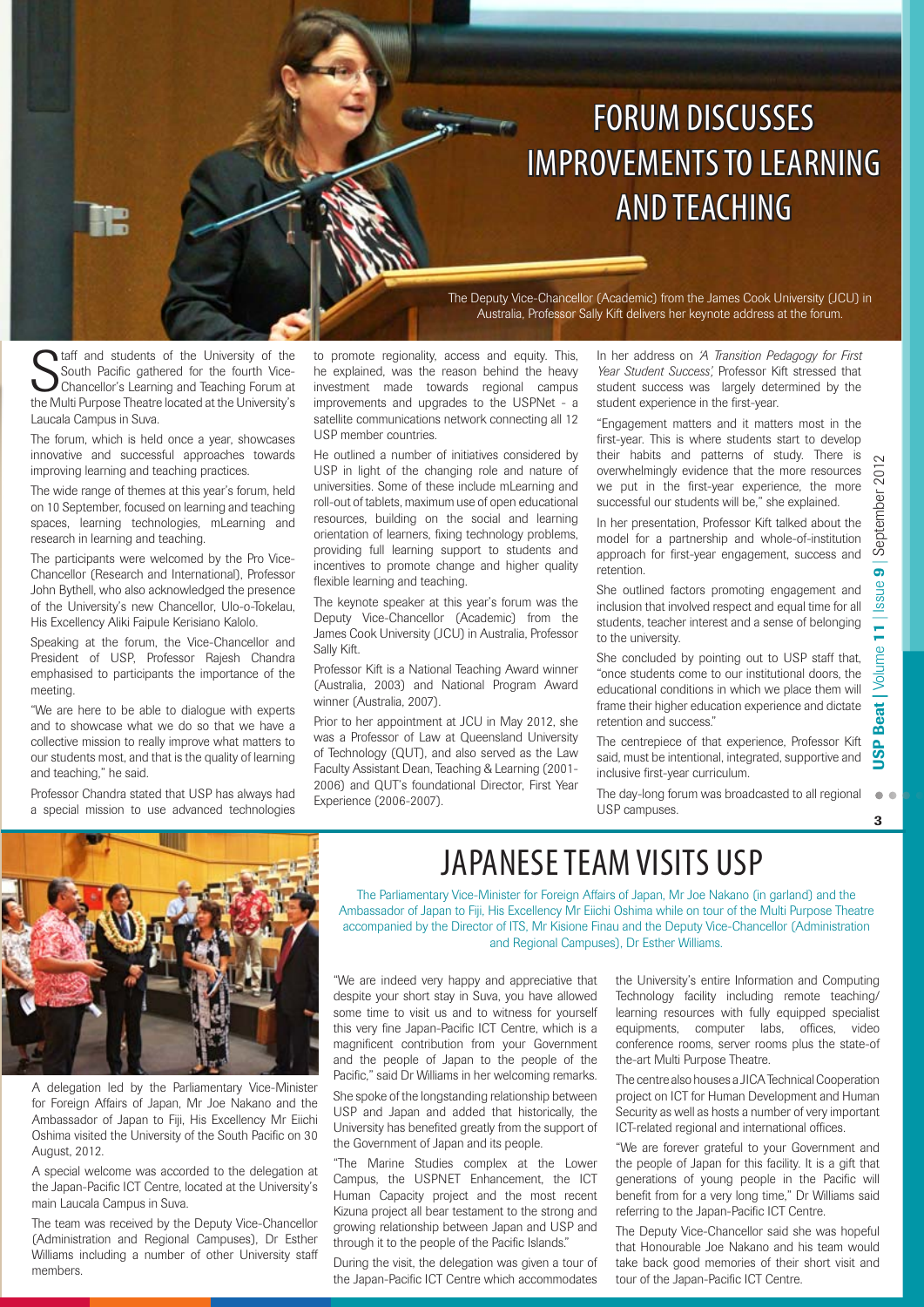# FORUM DISCUSSES IMPROVEMENTS TO LEARNING AND TEACHING

The Deputy Vice-Chancellor (Academic) from the James Cook University (JCU) in Australia, Professor Sally Kift delivers her keynote address at the forum.

Staff and students of the University of the South Pacific gathered for the fourth Vice-Chancellor's Learning and Teaching Forum at the Multi Purpose Theatre located at the University's Laucala Campus in Suva.

The forum, which is held once a year, showcases innovative and successful approaches towards improving learning and teaching practices.

The wide range of themes at this year's forum, held on 10 September, focused on learning and teaching spaces, learning technologies, mLearning and research in learning and teaching.

The participants were welcomed by the Pro Vice-Chancellor (Research and International), Professor John Bythell, who also acknowledged the presence of the University's new Chancellor, Ulo-o-Tokelau, His Excellency Aliki Faipule Kerisiano Kalolo.

Speaking at the forum, the Vice-Chancellor and President of USP, Professor Rajesh Chandra emphasised to participants the importance of the meeting.

"We are here to be able to dialogue with experts and to showcase what we do so that we have a collective mission to really improve what matters to our students most, and that is the quality of learning and teaching," he said.

Professor Chandra stated that USP has always had a special mission to use advanced technologies to promote regionality, access and equity. This, he explained, was the reason behind the heavy investment made towards regional campus improvements and upgrades to the USPNet - a satellite communications network connecting all 12 USP member countries.

He outlined a number of initiatives considered by USP in light of the changing role and nature of universities. Some of these include mLearning and roll-out of tablets, maximum use of open educational resources, building on the social and learning orientation of learners, fixing technology problems, providing full learning support to students and incentives to promote change and higher quality flexible learning and teaching.

The keynote speaker at this year's forum was the Deputy Vice-Chancellor (Academic) from the James Cook University (JCU) in Australia, Professor Sally Kift.

Professor Kift is a National Teaching Award winner (Australia, 2003) and National Program Award winner (Australia, 2007).

Prior to her appointment at JCU in May 2012, she was a Professor of Law at Queensland University of Technology (QUT), and also served as the Law Faculty Assistant Dean, Teaching & Learning (2001-2006) and QUT's foundational Director, First Year Experience (2006-2007).

In her address on *'A Transition Pedagogy for First Year Student Success',* Professor Kift stressed that student success was largely determined by the student experience in the first-year.

"Engagement matters and it matters most in the first-year. This is where students start to develop their habits and patterns of study. There is overwhelmingly evidence that the more resources we put in the first-year experience, the more successful our students will be," she explained.

In her presentation, Professor Kift talked about the model for a partnership and whole-of-institution approach for first-year engagement, success and retention.

She outlined factors promoting engagement and inclusion that involved respect and equal time for all students, teacher interest and a sense of belonging to the university.

She concluded by pointing out to USP staff that, "once students come to our institutional doors, the educational conditions in which we place them will frame their higher education experience and dictate retention and success."

The centrepiece of that experience, Professor Kift said, must be intentional, integrated, supportive and inclusive first-year curriculum.

The day-long forum was broadcasted to all regional USP campuses.

# JAPANESE TEAM VISITS USP

The Parliamentary Vice-Minister for Foreign Affairs of Japan, Mr Joe Nakano (in garland) and the Ambassador of Japan to Fiji, His Excellency Mr Eiichi Oshima while on tour of the Multi Purpose Theatre accompanied by the Director of ITS, Mr Kisione Finau and the Deputy Vice-Chancellor (Administration and Regional Campuses), Dr Esther Williams.

A delegation led by the Parliamentary Vice-Minister for Foreign Affairs of Japan, Mr Joe Nakano and the Ambassador of Japan to Fiji, His Excellency Mr Eiichi Oshima visited the University of the South Pacific on 30 August, 2012.

A special welcome was accorded to the delegation at the Japan-Pacific ICT Centre, located at the University's main Laucala Campus in Suva.

The team was received by the Deputy Vice-Chancellor (Administration and Regional Campuses), Dr Esther Williams including a number of other University staff members.

"We are indeed very happy and appreciative that despite your short stay in Suva, you have allowed some time to visit us and to witness for yourself this very fine Japan-Pacific ICT Centre, which is a magnificent contribution from your Government and the people of Japan to the people of the Pacific," said Dr Williams in her welcoming remarks.

She spoke of the longstanding relationship between USP and Japan and added that historically, the University has benefited greatly from the support of the Government of Japan and its people.

"The Marine Studies complex at the Lower Campus, the USPNET Enhancement, the ICT Human Capacity project and the most recent Kizuna project all bear testament to the strong and growing relationship between Japan and USP and through it to the people of the Pacific Islands."

During the visit, the delegation was given a tour of the Japan-Pacific ICT Centre which accommodates the University's entire Information and Computing Technology facility including remote teaching/learning resources with fully equipped specialist equipments, computer labs, offices, video conference rooms, server rooms plus the state-of the-art Multi Purpose Theatre.

The centre also houses a JICA Technical Cooperation project on ICT for Human Development and Human Security as well as hosts a number of very important ICT-related regional and international offices.

"We are forever grateful to your Government and the people of Japan for this facility. It is a gift that generations of young people in the Pacific will benefit from for a very long time," Dr Williams said referring to the Japan-Pacific ICT Centre.

The Deputy Vice-Chancellor said she was hopeful that Honourable Joe Nakano and his team would take back good memories of their short visit and tour of the Japan-Pacific ICT Centre.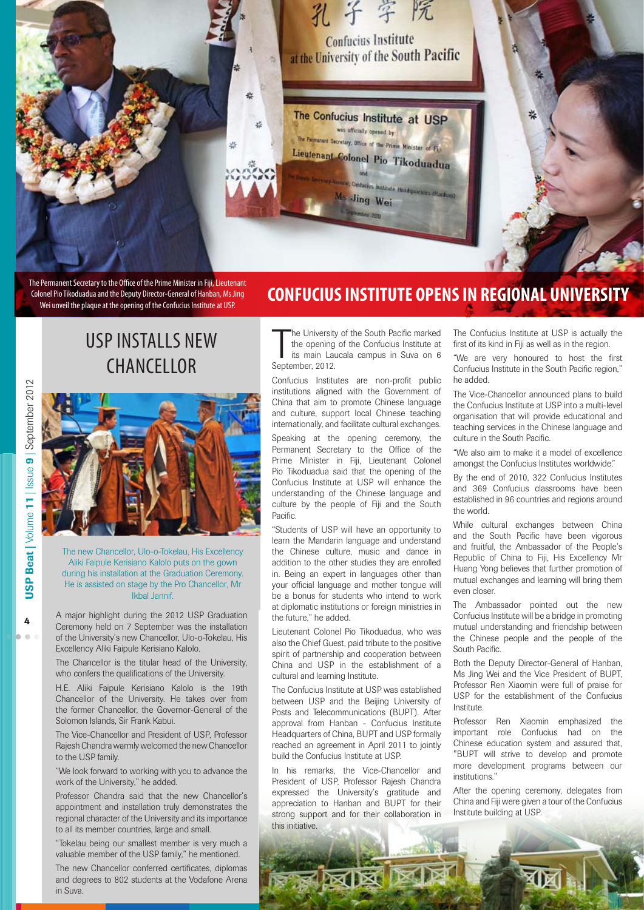The Permanent Secretary to the Office of the Prime Minister in Fiji, Lieutenant Colonel Pio Tikoduadua and the Deputy Director-General of Hanban, Ms Jing Wei unveil the plaque at the opening of the Confucius Institute at USP.

# CONFUCIUS INSTITUTE OPENS IN REGIONAL UNIVERSITY

The University of the South Pacific marked the opening of the Confucius Institute at its main Laucala campus in Suva on 6 September, 2012.

Confucius Institutes are non-profit public institutions aligned with the Government of China that aim to promote Chinese language and culture, support local Chinese teaching internationally, and facilitate cultural exchanges.

Speaking at the opening ceremony, the Permanent Secretary to the Office of the Prime Minister in Fiji, Lieutenant Colonel Pio Tikoduadua said that the opening of the Confucius Institute at USP will enhance the understanding of the Chinese language and culture by the people of Fiji and the South Pacific.

"Students of USP will have an opportunity to learn the Mandarin language and understand the Chinese culture, music and dance in addition to the other studies they are enrolled in. Being an expert in languages other than your official language and mother tongue will be a bonus for students who intend to work at diplomatic institutions or foreign ministries in the future," he added.

Lieutenant Colonel Pio Tikoduadua, who was also the Chief Guest, paid tribute to the positive spirit of partnership and cooperation between China and USP in the establishment of a cultural and learning Institute.

The Confucius Institute at USP was established between USP and the Beijing University of Posts and Telecommunications (BUPT). After approval from Hanban - Confucius Institute Headquarters of China, BUPT and USP formally reached an agreement in April 2011 to jointly build the Confucius Institute at USP.

In his remarks, the Vice-Chancellor and President of USP, Professor Rajesh Chandra expressed the University's gratitude and appreciation to Hanban and BUPT for their strong support and for their collaboration in this initiative.

The Confucius Institute at USP is actually the first of its kind in Fiji as well as in the region.

"We are very honoured to host the first Confucius Institute in the South Pacific region," he added.

The Vice-Chancellor announced plans to build the Confucius Institute at USP into a multi-level organisation that will provide educational and teaching services in the Chinese language and culture in the South Pacific.

"We also aim to make it a model of excellence amongst the Confucius Institutes worldwide."

By the end of 2010, 322 Confucius Institutes and 369 Confucius classrooms have been established in 96 countries and regions around the world.

While cultural exchanges between China and the South Pacific have been vigorous and fruitful, the Ambassador of the People's Republic of China to Fiji, His Excellency Mr Huang Yong believes that further promotion of mutual exchanges and learning will bring them even closer.

The Ambassador pointed out the new Confucius Institute will be a bridge in promoting mutual understanding and friendship between the Chinese people and the people of the South Pacific.

Both the Deputy Director-General of Hanban, Ms Jing Wei and the Vice President of BUPT, Professor Ren Xiaomin were full of praise for USP for the establishment of the Confucius Institute.

Professor Ren Xiaomin emphasized the important role Confucius had on the Chinese education system and assured that, "BUPT will strive to develop and promote more development programs between our institutions."

After the opening ceremony, delegates from China and Fiji were given a tour of the Confucius Institute building at USP.

# USP INSTALLS NEW CHANCELLOR

The new Chancellor, Ulo-o-Tokelau, His Excellency Aliki Faipule Kerisiano Kalolo puts on the gown during his installation at the Graduation Ceremony. He is assisted on stage by the Pro Chancellor, Mr Ikbal Jannif.

A major highlight during the 2012 USP Graduation Ceremony held on 7 September was the installation of the University's new Chancellor, Ulo-o-Tokelau, His Excellency Aliki Faipule Kerisiano Kalolo.

The Chancellor is the titular head of the University, who confers the qualifications of the University.

H.E. Aliki Faipule Kerisiano Kalolo is the 19th Chancellor of the University. He takes over from the former Chancellor, the Governor-General of the Solomon Islands, Sir Frank Kabui.

The Vice-Chancellor and President of USP, Professor Rajesh Chandra warmly welcomed the new Chancellor to the USP family.

"We look forward to working with you to advance the work of the University," he added.

Professor Chandra said that the new Chancellor's appointment and installation truly demonstrates the regional character of the University and its importance to all its member countries, large and small.

"Tokelau being our smallest member is very much a valuable member of the USP family," he mentioned.

The new Chancellor conferred certificates, diplomas and degrees to 802 students at the Vodafone Arena in Suva.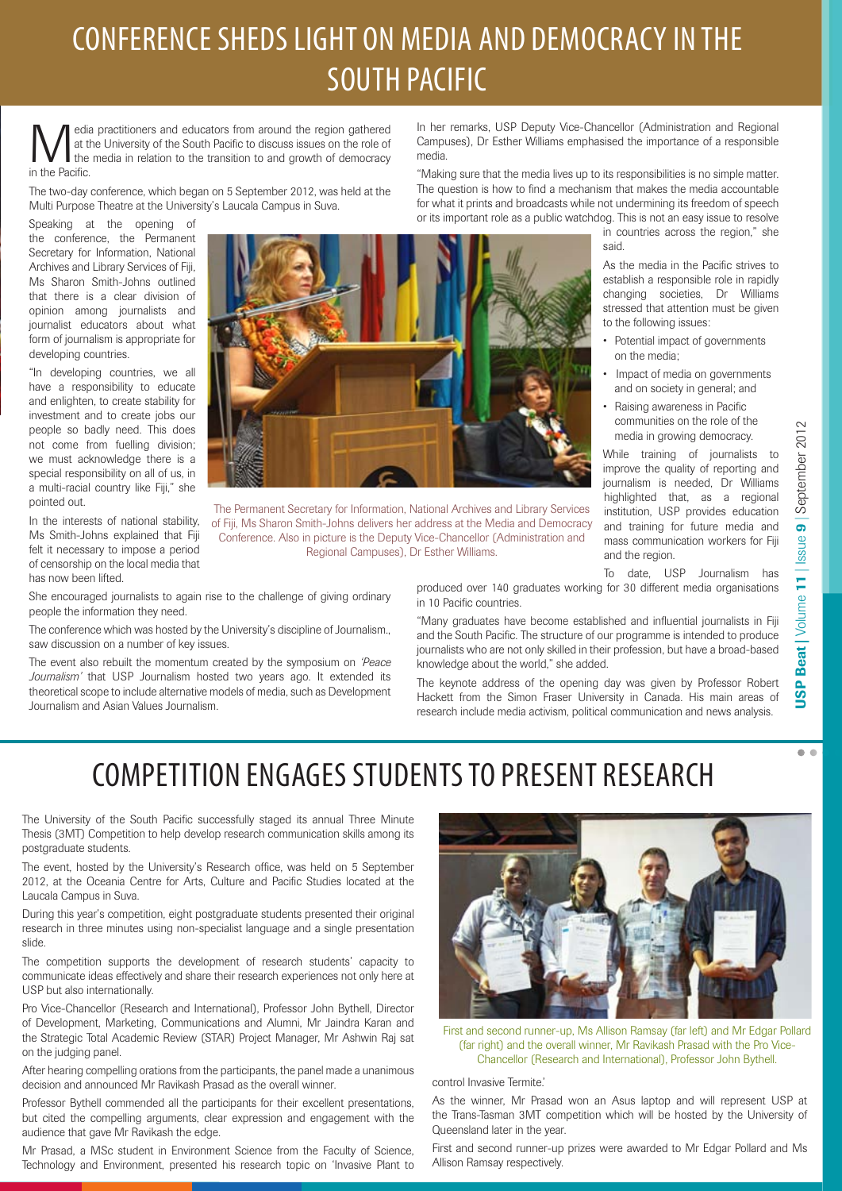# CONFERENCE SHEDS LIGHT ON MEDIA AND DEMOCRACY IN THE SOUTH PACIFIC

Media practitioners and educators from around the region gathered at the University of the South Pacific to discuss issues on the role of the media in relation to the transition to and growth of democracy in the Pacific.

The two-day conference, which began on 5 September 2012, was held at the Multi Purpose Theatre at the University's Laucala Campus in Suva.

Speaking at the opening of the conference, the Permanent Secretary for Information, National Archives and Library Services of Fiji, Ms Sharon Smith-Johns outlined that there is a clear division of opinion among journalists and journalist educators about what form of journalism is appropriate for developing countries.

"In developing countries, we all have a responsibility to educate and enlighten, to create stability for investment and to create jobs our people so badly need. This does not come from fuelling division; we must acknowledge there is a special responsibility on all of us, in a multi-racial country like Fiji," she pointed out.

In the interests of national stability, Ms Smith-Johns explained that Fiji felt it necessary to impose a period of censorship on the local media that has now been lifted.

The Permanent Secretary for Information, National Archives and Library Services of Fiji, Ms Sharon Smith-Johns delivers her address at the Media and Democracy Conference. Also in picture is the Deputy Vice-Chancellor (Administration and Regional Campuses), Dr Esther Williams.

She encouraged journalists to again rise to the challenge of giving ordinary people the information they need.

The conference which was hosted by the University's discipline of Journalism., saw discussion on a number of key issues.

The event also rebuilt the momentum created by the symposium on *'Peace Journalism'* that USP Journalism hosted two years ago. It extended its theoretical scope to include alternative models of media, such as Development Journalism and Asian Values Journalism.

In her remarks, USP Deputy Vice-Chancellor (Administration and Regional Campuses), Dr Esther Williams emphasised the importance of a responsible media.

"Making sure that the media lives up to its responsibilities is no simple matter. The question is how to find a mechanism that makes the media accountable for what it prints and broadcasts while not undermining its freedom of speech or its important role as a public watchdog. This is not an easy issue to resolve in countries across the region," she said.

As the media in the Pacific strives to establish a responsible role in rapidly changing societies, Dr Williams stressed that attention must be given to the following issues:

- Potential impact of governments on the media;
- Impact of media on governments and on society in general; and
- Raising awareness in Pacific communities on the role of the media in growing democracy.

While training of journalists to improve the quality of reporting and journalism is needed, Dr Williams highlighted that, as a regional institution, USP provides education and training for future media and mass communication workers for Fiji and the region.

To date, USP Journalism has produced over 140 graduates working for 30 different media organisations in 10 Pacific countries.

"Many graduates have become established and influential journalists in Fiji and the South Pacific. The structure of our programme is intended to produce journalists who are not only skilled in their profession, but have a broad-based knowledge about the world," she added.

The keynote address of the opening day was given by Professor Robert Hackett from the Simon Fraser University in Canada. His main areas of research include media activism, political communication and news analysis.

# COMPETITION ENGAGES STUDENTS TO PRESENT RESEARCH

The University of the South Pacific successfully staged its annual Three Minute Thesis (3MT) Competition to help develop research communication skills among its postgraduate students.

The event, hosted by the University's Research office, was held on 5 September 2012, at the Oceania Centre for Arts, Culture and Pacific Studies located at the Laucala Campus in Suva.

During this year's competition, eight postgraduate students presented their original research in three minutes using non-specialist language and a single presentation slide.

The competition supports the development of research students' capacity to communicate ideas effectively and share their research experiences not only here at USP but also internationally.

Pro Vice-Chancellor (Research and International), Professor John Bythell, Director of Development, Marketing, Communications and Alumni, Mr Jaindra Karan and the Strategic Total Academic Review (STAR) Project Manager, Mr Ashwin Raj sat on the judging panel.

After hearing compelling orations from the participants, the panel made a unanimous decision and announced Mr Ravikash Prasad as the overall winner.

Professor Bythell commended all the participants for their excellent presentations, but cited the compelling arguments, clear expression and engagement with the audience that gave Mr Ravikash the edge.

Mr Prasad, a MSc student in Environment Science from the Faculty of Science, Technology and Environment, presented his research topic on 'Invasive Plant to control Invasive Termite.'

First and second runner-up, Ms Allison Ramsay (far left) and Mr Edgar Pollard (far right) and the overall winner, Mr Ravikash Prasad with the Pro Vice-Chancellor (Research and International), Professor John Bythell.

As the winner, Mr Prasad won an Asus laptop and will represent USP at the Trans-Tasman 3MT competition which will be hosted by the University of Queensland later in the year.

First and second runner-up prizes were awarded to Mr Edgar Pollard and Ms Allison Ramsay respectively.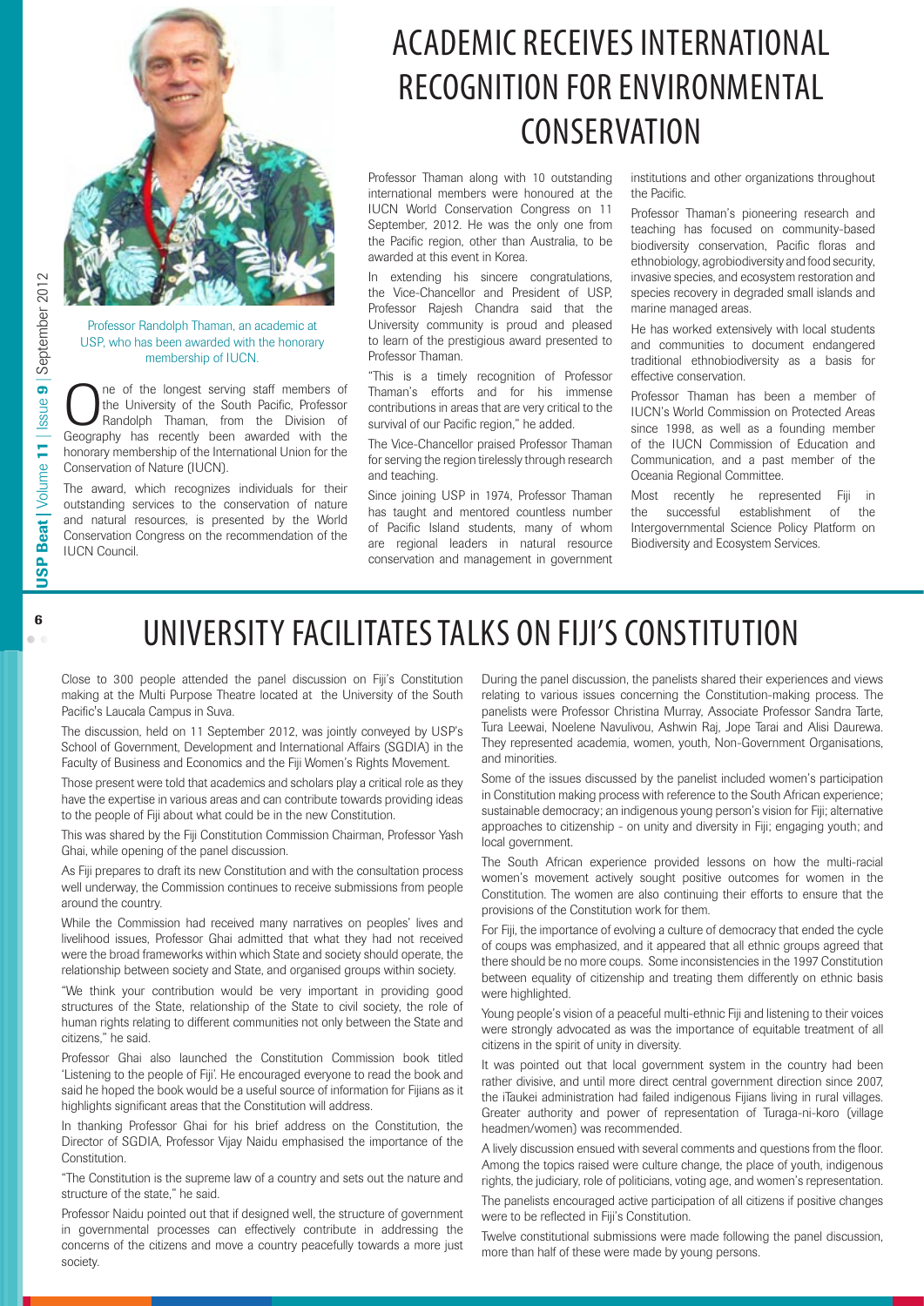# ACADEMIC RECEIVES INTERNATIONAL RECOGNITION FOR ENVIRONMENTAL CONSERVATION

Professor Randolph Thaman, an academic at USP, who has been awarded with the honorary membership of IUCN.

One of the longest serving staff members of the University of the South Pacific, Professor Randolph Thaman, from the Division of Geography has recently been awarded with the honorary membership of the International Union for the Conservation of Nature (IUCN).

The award, which recognizes individuals for their outstanding services to the conservation of nature and natural resources, is presented by the World Conservation Congress on the recommendation of the IUCN Council.

Professor Thaman along with 10 outstanding international members were honoured at the IUCN World Conservation Congress on 11 September, 2012. He was the only one from the Pacific region, other than Australia, to be awarded at this event in Korea.

In extending his sincere congratulations, the Vice-Chancellor and President of USP, Professor Rajesh Chandra said that the University community is proud and pleased to learn of the prestigious award presented to Professor Thaman.

"This is a timely recognition of Professor Thaman's efforts and for his immense contributions in areas that are very critical to the survival of our Pacific region," he added.

The Vice-Chancellor praised Professor Thaman for serving the region tirelessly through research and teaching.

Since joining USP in 1974, Professor Thaman has taught and mentored countless number of Pacific Island students, many of whom are regional leaders in natural resource conservation and management in government institutions and other organizations throughout the Pacific.

Professor Thaman's pioneering research and teaching has focused on community-based biodiversity conservation, Pacific floras and ethnobiology, agrobiodiversity and food security, invasive species, and ecosystem restoration and species recovery in degraded small islands and marine managed areas.

He has worked extensively with local students and communities to document endangered traditional ethnobiodiversity as a basis for effective conservation.

Professor Thaman has been a member of IUCN's World Commission on Protected Areas since 1998, as well as a founding member of the IUCN Commission of Education and Communication, and a past member of the Oceania Regional Committee.

Most recently he represented Fiji in the successful establishment of the Intergovernmental Science Policy Platform on Biodiversity and Ecosystem Services.

# UNIVERSITY FACILITATES TALKS ON FIJI'S CONSTITUTION

Close to 300 people attended the panel discussion on Fiji's Constitution making at the Multi Purpose Theatre located at the University of the South Pacific's Laucala Campus in Suva.

The discussion, held on 11 September 2012, was jointly conveyed by USP's School of Government, Development and International Affairs (SGDIA) in the Faculty of Business and Economics and the Fiji Women's Rights Movement.

Those present were told that academics and scholars play a critical role as they have the expertise in various areas and can contribute towards providing ideas to the people of Fiji about what could be in the new Constitution.

This was shared by the Fiji Constitution Commission Chairman, Professor Yash Ghai, while opening of the panel discussion.

As Fiji prepares to draft its new Constitution and with the consultation process well underway, the Commission continues to receive submissions from people around the country.

While the Commission had received many narratives on peoples' lives and livelihood issues, Professor Ghai admitted that what they had not received were the broad frameworks within which State and society should operate, the relationship between society and State, and organised groups within society.

"We think your contribution would be very important in providing good structures of the State, relationship of the State to civil society, the role of human rights relating to different communities not only between the State and citizens," he said.

Professor Ghai also launched the Constitution Commission book titled 'Listening to the people of Fiji'. He encouraged everyone to read the book and said he hoped the book would be a useful source of information for Fijians as it highlights significant areas that the Constitution will address.

In thanking Professor Ghai for his brief address on the Constitution, the Director of SGDIA, Professor Vijay Naidu emphasised the importance of the Constitution.

"The Constitution is the supreme law of a country and sets out the nature and structure of the state," he said.

Professor Naidu pointed out that if designed well, the structure of government in governmental processes can effectively contribute in addressing the concerns of the citizens and move a country peacefully towards a more just society.

During the panel discussion, the panelists shared their experiences and views relating to various issues concerning the Constitution-making process. The panelists were Professor Christina Murray, Associate Professor Sandra Tarte, Tura Leewai, Noelene Navulivou, Ashwin Raj, Jope Tarai and Alisi Daurewa. They represented academia, women, youth, Non-Government Organisations, and minorities.

Some of the issues discussed by the panelist included women's participation in Constitution making process with reference to the South African experience; sustainable democracy; an indigenous young person's vision for Fiji; alternative approaches to citizenship - on unity and diversity in Fiji; engaging youth; and local government.

The South African experience provided lessons on how the multi-racial women's movement actively sought positive outcomes for women in the Constitution. The women are also continuing their efforts to ensure that the provisions of the Constitution work for them.

For Fiji, the importance of evolving a culture of democracy that ended the cycle of coups was emphasized, and it appeared that all ethnic groups agreed that there should be no more coups. Some inconsistencies in the 1997 Constitution between equality of citizenship and treating them differently on ethnic basis were highlighted.

Young people's vision of a peaceful multi-ethnic Fiji and listening to their voices were strongly advocated as was the importance of equitable treatment of all citizens in the spirit of unity in diversity.

It was pointed out that local government system in the country had been rather divisive, and until more direct central government direction since 2007, the iTaukei administration had failed indigenous Fijians living in rural villages. Greater authority and power of representation of Turaga-ni-koro (village headmen/women) was recommended.

A lively discussion ensued with several comments and questions from the floor. Among the topics raised were culture change, the place of youth, indigenous rights, the judiciary, role of politicians, voting age, and women's representation.

The panelists encouraged active participation of all citizens if positive changes were to be reflected in Fiji's Constitution.

Twelve constitutional submissions were made following the panel discussion, more than half of these were made by young persons.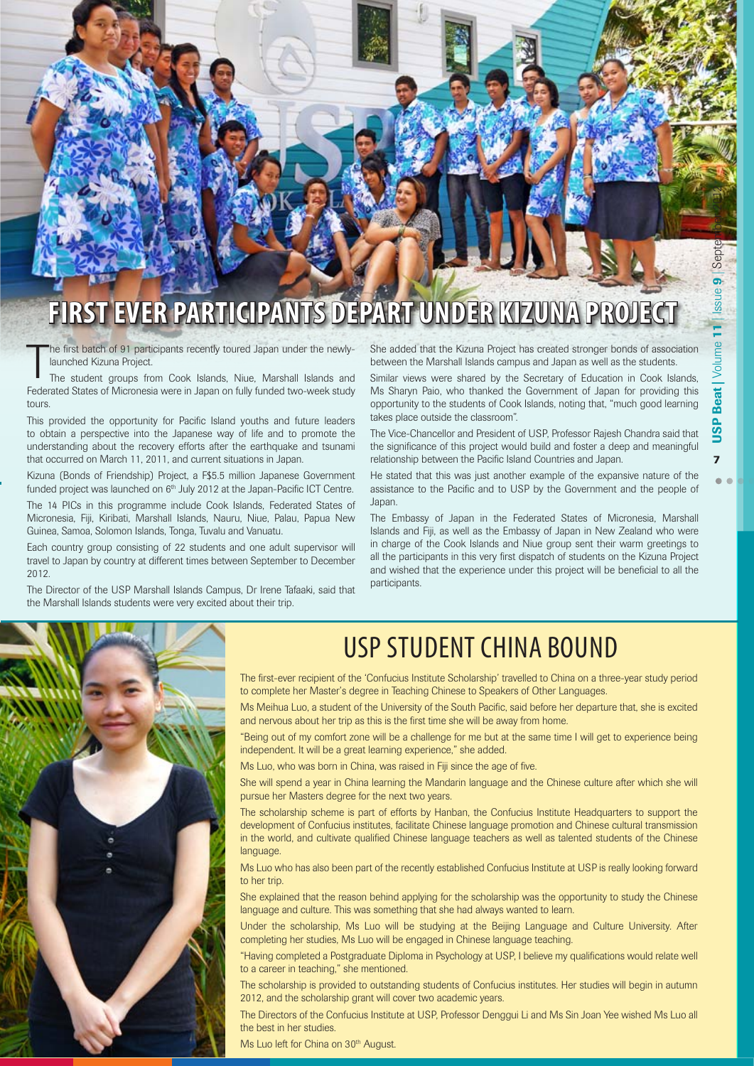# FIRST EVER PARTICIPANTS DEPART UNDER KIZUNA PROJECT

The first batch of 91 participants recently toured Japan under the newly-launched Kizuna Project.

The student groups from Cook Islands, Niue, Marshall Islands and Federated States of Micronesia were in Japan on fully funded two-week study tours.

This provided the opportunity for Pacific Island youths and future leaders to obtain a perspective into the Japanese way of life and to promote the understanding about the recovery efforts after the earthquake and tsunami that occurred on March 11, 2011, and current situations in Japan.

Kizuna (Bonds of Friendship) Project, a F$5.5 million Japanese Government funded project was launched on 6th July 2012 at the Japan-Pacific ICT Centre.

The 14 PICs in this programme include Cook Islands, Federated States of Micronesia, Fiji, Kiribati, Marshall Islands, Nauru, Niue, Palau, Papua New Guinea, Samoa, Solomon Islands, Tonga, Tuvalu and Vanuatu.

Each country group consisting of 22 students and one adult supervisor will travel to Japan by country at different times between September to December 2012.

The Director of the USP Marshall Islands Campus, Dr Irene Tafaaki, said that the Marshall Islands students were very excited about their trip.

She added that the Kizuna Project has created stronger bonds of association between the Marshall Islands campus and Japan as well as the students.

Similar views were shared by the Secretary of Education in Cook Islands, Ms Sharyn Paio, who thanked the Government of Japan for providing this opportunity to the students of Cook Islands, noting that, "much good learning takes place outside the classroom".

The Vice-Chancellor and President of USP, Professor Rajesh Chandra said that the significance of this project would build and foster a deep and meaningful relationship between the Pacific Island Countries and Japan.

He stated that this was just another example of the expansive nature of the assistance to the Pacific and to USP by the Government and the people of Japan.

The Embassy of Japan in the Federated States of Micronesia, Marshall Islands and Fiji, as well as the Embassy of Japan in New Zealand who were in charge of the Cook Islands and Niue group sent their warm greetings to all the participants in this very first dispatch of students on the Kizuna Project and wished that the experience under this project will be beneficial to all the participants.

# USP STUDENT CHINA BOUND

The first-ever recipient of the 'Confucius Institute Scholarship' travelled to China on a three-year study period to complete her Master's degree in Teaching Chinese to Speakers of Other Languages.

Ms Meihua Luo, a student of the University of the South Pacific, said before her departure that, she is excited and nervous about her trip as this is the first time she will be away from home.

"Being out of my comfort zone will be a challenge for me but at the same time I will get to experience being independent. It will be a great learning experience," she added.

Ms Luo, who was born in China, was raised in Fiji since the age of five.

She will spend a year in China learning the Mandarin language and the Chinese culture after which she will pursue her Masters degree for the next two years.

The scholarship scheme is part of efforts by Hanban, the Confucius Institute Headquarters to support the development of Confucius institutes, facilitate Chinese language promotion and Chinese cultural transmission in the world, and cultivate qualified Chinese language teachers as well as talented students of the Chinese language.

Ms Luo who has also been part of the recently established Confucius Institute at USP is really looking forward to her trip.

She explained that the reason behind applying for the scholarship was the opportunity to study the Chinese language and culture. This was something that she had always wanted to learn.

Under the scholarship, Ms Luo will be studying at the Beijing Language and Culture University. After completing her studies, Ms Luo will be engaged in Chinese language teaching.

"Having completed a Postgraduate Diploma in Psychology at USP, I believe my qualifications would relate well to a career in teaching," she mentioned.

The scholarship is provided to outstanding students of Confucius institutes. Her studies will begin in autumn 2012, and the scholarship grant will cover two academic years.

The Directors of the Confucius Institute at USP, Professor Denggui Li and Ms Sin Joan Yee wished Ms Luo all the best in her studies.

Ms Luo left for China on 30th August.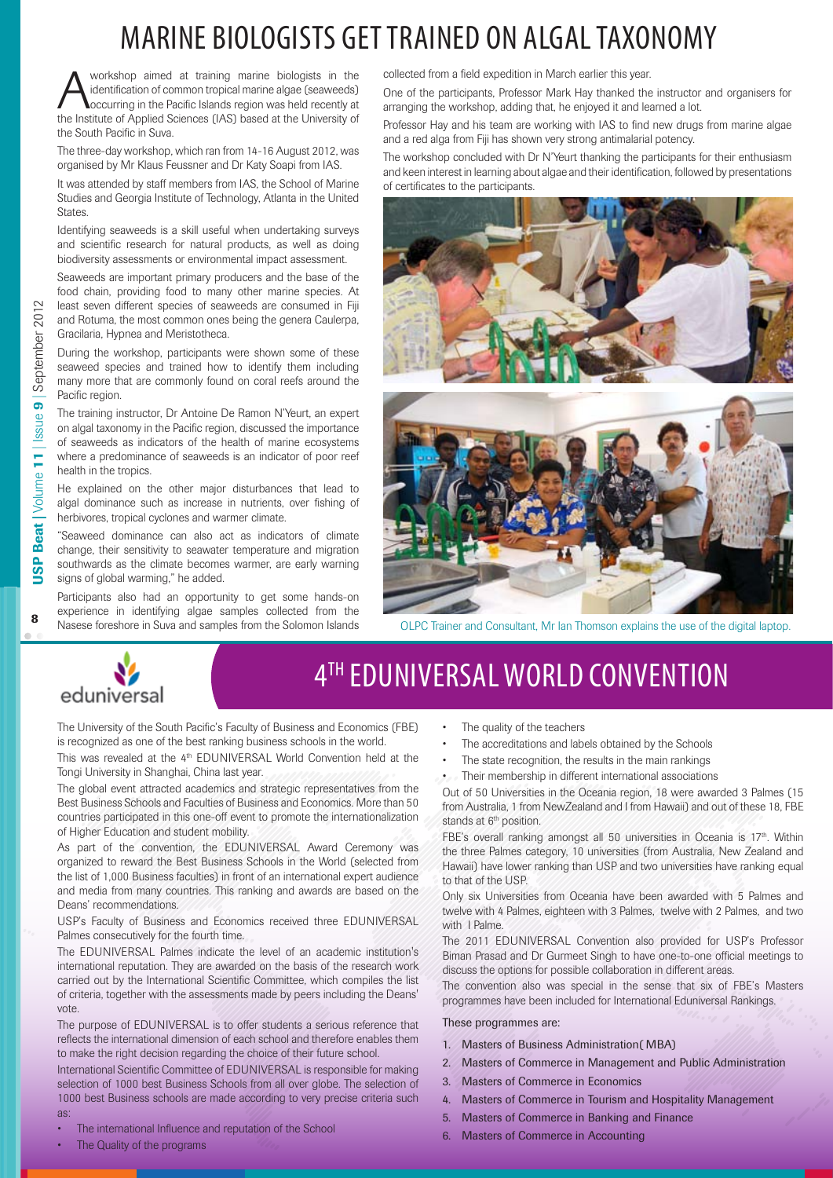# MARINE BIOLOGISTS GET TRAINED ON ALGAL TAXONOMY

A workshop aimed at training marine biologists in the identification of common tropical marine algae (seaweeds) occurring in the Pacific Islands region was held recently at the Institute of Applied Sciences (IAS) based at the University of the South Pacific in Suva.

The three-day workshop, which ran from 14-16 August 2012, was organised by Mr Klaus Feussner and Dr Katy Soapi from IAS.

It was attended by staff members from IAS, the School of Marine Studies and Georgia Institute of Technology, Atlanta in the United States.

Identifying seaweeds is a skill useful when undertaking surveys and scientific research for natural products, as well as doing biodiversity assessments or environmental impact assessment.

Seaweeds are important primary producers and the base of the food chain, providing food to many other marine species. At least seven different species of seaweeds are consumed in Fiji and Rotuma, the most common ones being the genera Caulerpa, Gracilaria, Hypnea and Meristotheca.

During the workshop, participants were shown some of these seaweed species and trained how to identify them including many more that are commonly found on coral reefs around the Pacific region.

The training instructor, Dr Antoine De Ramon N'Yeurt, an expert on algal taxonomy in the Pacific region, discussed the importance of seaweeds as indicators of the health of marine ecosystems where a predominance of seaweeds is an indicator of poor reef health in the tropics.

He explained on the other major disturbances that lead to algal dominance such as increase in nutrients, over fishing of herbivores, tropical cyclones and warmer climate.

"Seaweed dominance can also act as indicators of climate change, their sensitivity to seawater temperature and migration southwards as the climate becomes warmer, are early warning signs of global warming," he added.

Participants also had an opportunity to get some hands-on experience in identifying algae samples collected from the Nasese foreshore in Suva and samples from the Solomon Islands collected from a field expedition in March earlier this year.

One of the participants, Professor Mark Hay thanked the instructor and organisers for arranging the workshop, adding that, he enjoyed it and learned a lot.

Professor Hay and his team are working with IAS to find new drugs from marine algae and a red alga from Fiji has shown very strong antimalarial potency.

The workshop concluded with Dr N'Yeurt thanking the participants for their enthusiasm and keen interest in learning about algae and their identification, followed by presentations of certificates to the participants.

OLPC Trainer and Consultant, Mr Ian Thomson explains the use of the digital laptop.

# 4TH EDUNIVERSAL WORLD CONVENTION

The University of the South Pacific's Faculty of Business and Economics (FBE) is recognized as one of the best ranking business schools in the world.

This was revealed at the 4th EDUNIVERSAL World Convention held at the Tongi University in Shanghai, China last year.

The global event attracted academics and strategic representatives from the Best Business Schools and Faculties of Business and Economics. More than 50 countries participated in this one-off event to promote the internationalization of Higher Education and student mobility.

As part of the convention, the EDUNIVERSAL Award Ceremony was organized to reward the Best Business Schools in the World (selected from the list of 1,000 Business faculties) in front of an international expert audience and media from many countries. This ranking and awards are based on the Deans' recommendations.

USP's Faculty of Business and Economics received three EDUNIVERSAL Palmes consecutively for the fourth time.

The EDUNIVERSAL Palmes indicate the level of an academic institution's international reputation. They are awarded on the basis of the research work carried out by the International Scientific Committee, which compiles the list of criteria, together with the assessments made by peers including the Deans' vote.

The purpose of EDUNIVERSAL is to offer students a serious reference that reflects the international dimension of each school and therefore enables them to make the right decision regarding the choice of their future school.

International Scientific Committee of EDUNIVERSAL is responsible for making selection of 1000 best Business Schools from all over globe. The selection of 1000 best Business schools are made according to very precise criteria such as:

- The international Influence and reputation of the School
- The Quality of the programs
- The quality of the teachers
- The accreditations and labels obtained by the Schools
- The state recognition, the results in the main rankings
- Their membership in different international associations

Out of 50 Universities in the Oceania region, 18 were awarded 3 Palmes (15 from Australia, 1 from NewZealand and I from Hawaii) and out of these 18, FBE stands at 6th position.

FBE's overall ranking amongst all 50 universities in Oceania is 17th. Within the three Palmes category, 10 universities (from Australia, New Zealand and Hawaii) have lower ranking than USP and two universities have ranking equal to that of the USP.

Only six Universities from Oceania have been awarded with 5 Palmes and twelve with 4 Palmes, eighteen with 3 Palmes, twelve with 2 Palmes, and two with I Palme.

The 2011 EDUNIVERSAL Convention also provided for USP's Professor Biman Prasad and Dr Gurmeet Singh to have one-to-one official meetings to discuss the options for possible collaboration in different areas.

The convention also was special in the sense that six of FBE's Masters programmes have been included for International Eduniversal Rankings.

These programmes are:

1. Masters of Business Administration( MBA)
2. Masters of Commerce in Management and Public Administration
3. Masters of Commerce in Economics
4. Masters of Commerce in Tourism and Hospitality Management
5. Masters of Commerce in Banking and Finance
6. Masters of Commerce in Accounting